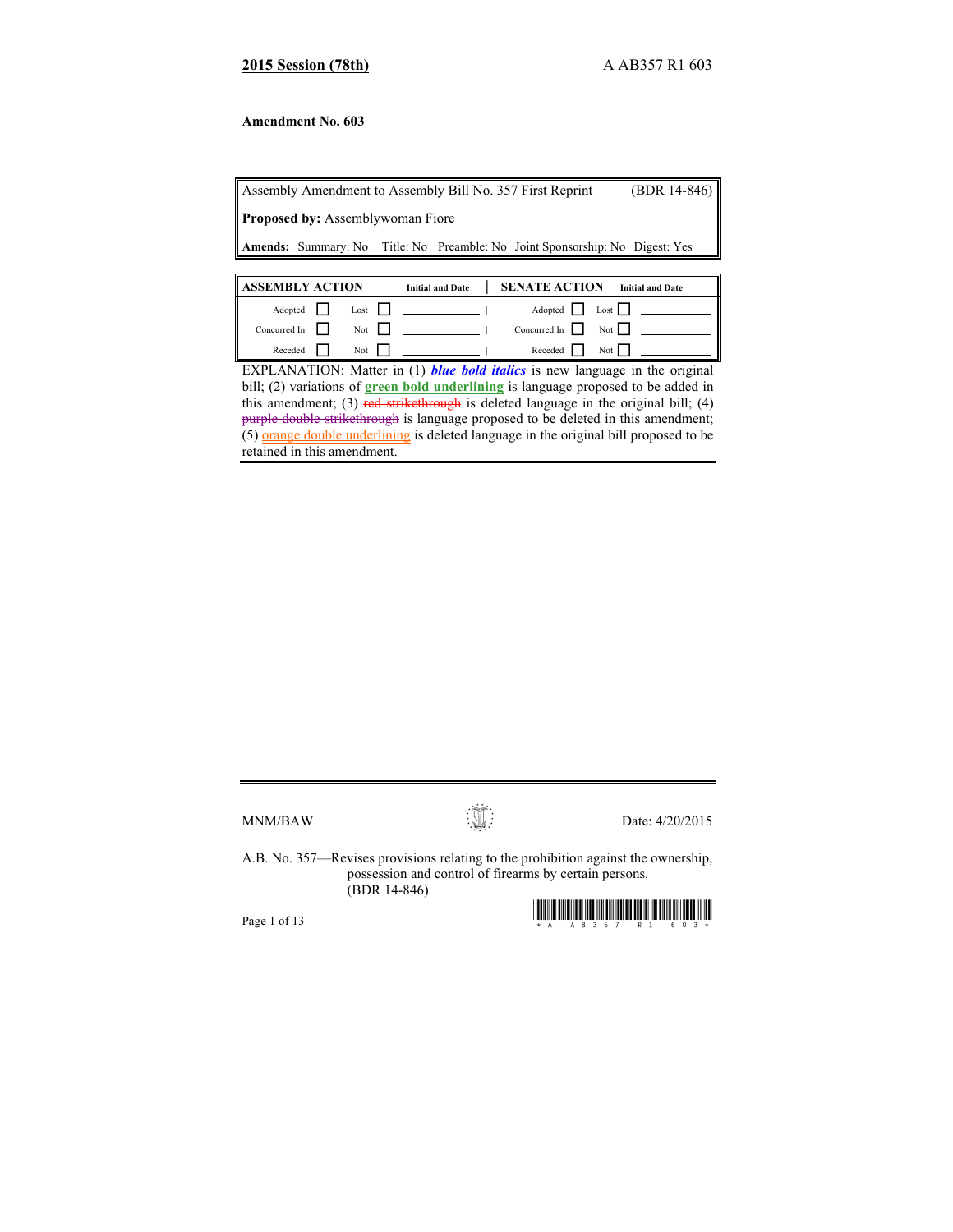**2015 Session (78th)** A AB357 R1 603

**Amendment No. 603**

| Assembly Amendment to Assembly Bill No. 357 First Reprint | (BDR 14-846) |
|---|---|
| **Proposed by:** Assemblywoman Fiore | |
| **Amends:** Summary: No Title: No Preamble: No Joint Sponsorship: No Digest: Yes | |

| ASSEMBLY ACTION | | | | Initial and Date | SENATE ACTION | | | | Initial and Date |
|---|---|---|---|---|---|---|---|---|---|
| Adopted | ☐ | Lost | ☐ | | Adopted | ☐ | Lost | ☐ | |
| Concurred In | ☐ | Not | ☐ | | Concurred In | ☐ | Not | ☐ | |
| Receded | ☐ | Not | ☐ | | Receded | ☐ | Not | ☐ | |

EXPLANATION: Matter in (1) ***blue bold italics*** is new language in the original bill; (2) variations of **green bold underlining** is language proposed to be added in this amendment; (3) ~~red strikethrough~~ is deleted language in the original bill; (4) ~~purple double strikethrough~~ is language proposed to be deleted in this amendment; (5) orange double underlining is deleted language in the original bill proposed to be retained in this amendment.

MNM/BAW Date: 4/20/2015

A.B. No. 357—Revises provisions relating to the prohibition against the ownership, possession and control of firearms by certain persons. (BDR 14-846)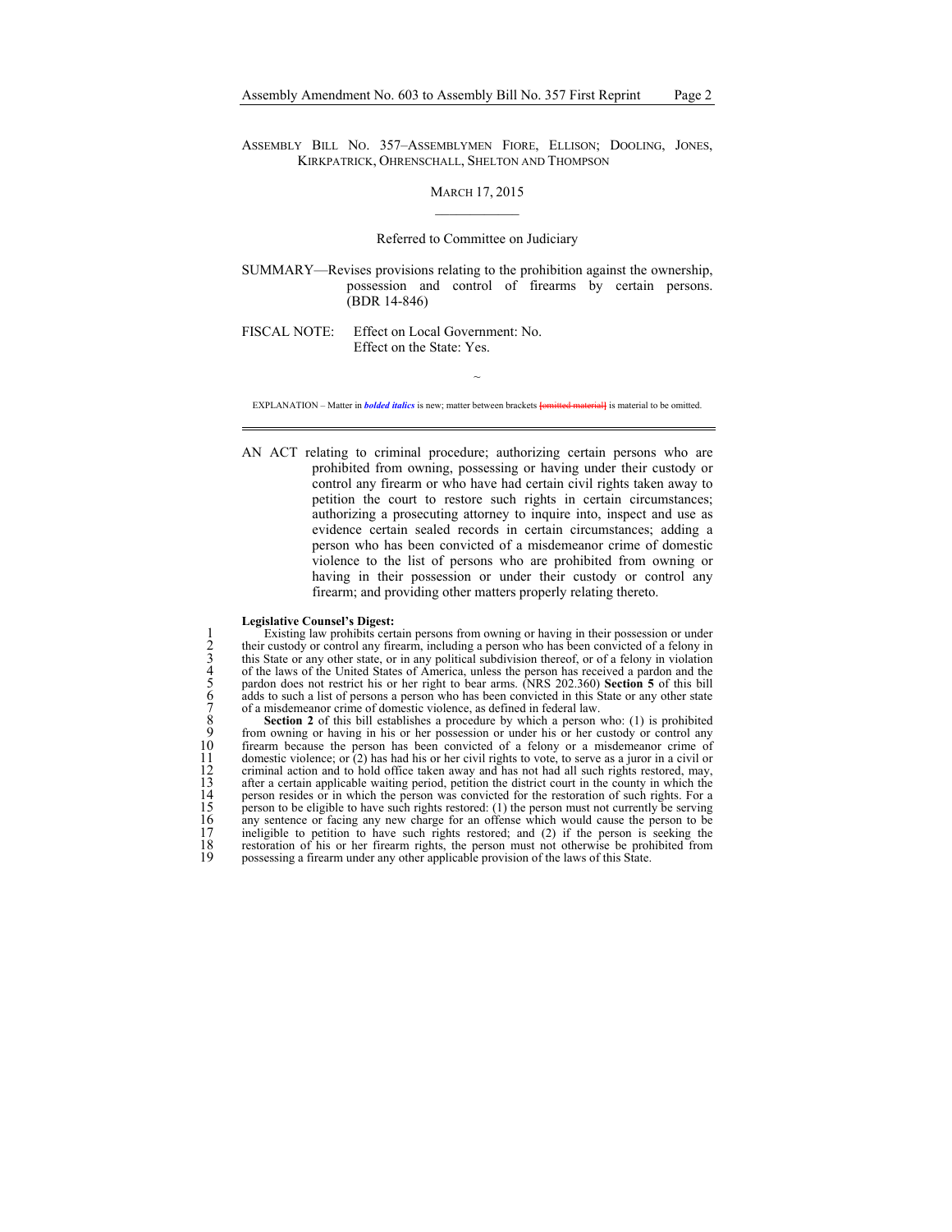ASSEMBLY BILL NO. 357–ASSEMBLYMEN FIORE, ELLISON; DOOLING, JONES, KIRKPATRICK, OHRENSCHALL, SHELTON AND THOMPSON

MARCH 17, 2015

Referred to Committee on Judiciary

SUMMARY—Revises provisions relating to the prohibition against the ownership, possession and control of firearms by certain persons. (BDR 14-846)

FISCAL NOTE: Effect on Local Government: No.
Effect on the State: Yes.

~

EXPLANATION – Matter in ***bolded italics*** is new; matter between brackets ~~[omitted material]~~ is material to be omitted.

AN ACT relating to criminal procedure; authorizing certain persons who are prohibited from owning, possessing or having under their custody or control any firearm or who have had certain civil rights taken away to petition the court to restore such rights in certain circumstances; authorizing a prosecuting attorney to inquire into, inspect and use as evidence certain sealed records in certain circumstances; adding a person who has been convicted of a misdemeanor crime of domestic violence to the list of persons who are prohibited from owning or having in their possession or under their custody or control any firearm; and providing other matters properly relating thereto.

**Legislative Counsel's Digest:**

1 Existing law prohibits certain persons from owning or having in their possession or under
2 their custody or control any firearm, including a person who has been convicted of a felony in
3 this State or any other state, or in any political subdivision thereof, or of a felony in violation
4 of the laws of the United States of America, unless the person has received a pardon and the
5 pardon does not restrict his or her right to bear arms. (NRS 202.360) **Section 5** of this bill
6 adds to such a list of persons a person who has been convicted in this State or any other state
7 of a misdemeanor crime of domestic violence, as defined in federal law.
8 **Section 2** of this bill establishes a procedure by which a person who: (1) is prohibited
9 from owning or having in his or her possession or under his or her custody or control any
10 firearm because the person has been convicted of a felony or a misdemeanor crime of
11 domestic violence; or (2) has had his or her civil rights to vote, to serve as a juror in a civil or
12 criminal action and to hold office taken away and has not had all such rights restored, may,
13 after a certain applicable waiting period, petition the district court in the county in which the
14 person resides or in which the person was convicted for the restoration of such rights. For a
15 person to be eligible to have such rights restored: (1) the person must not currently be serving
16 any sentence or facing any new charge for an offense which would cause the person to be
17 ineligible to petition to have such rights restored; and (2) if the person is seeking the
18 restoration of his or her firearm rights, the person must not otherwise be prohibited from
19 possessing a firearm under any other applicable provision of the laws of this State.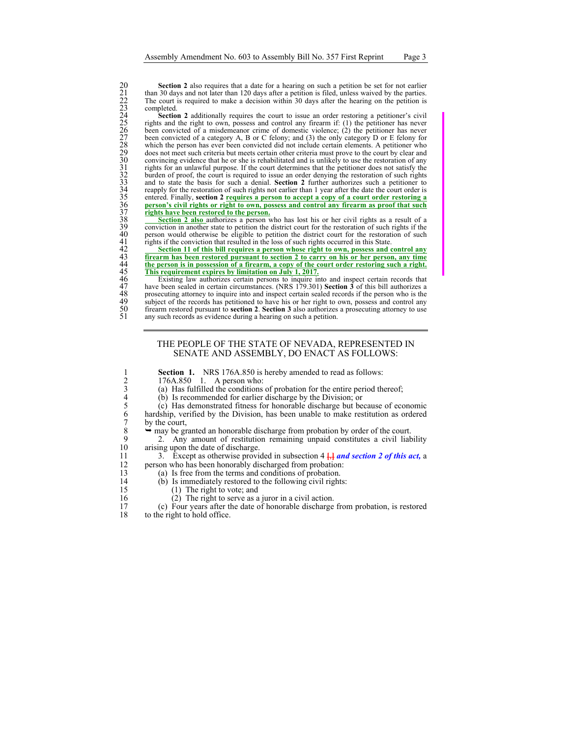**Section 2** also requires that a date for a hearing on such a petition be set for not earlier than 30 days and not later than 120 days after a petition is filed, unless waived by the parties. The court is required to make a decision within 30 days after the hearing on the petition is completed.

**Section 2** additionally requires the court to issue an order restoring a petitioner's civil rights and the right to own, possess and control any firearm if: (1) the petitioner has never been convicted of a misdemeanor crime of domestic violence; (2) the petitioner has never been convicted of a category A, B or C felony; and (3) the only category D or E felony for which the person has ever been convicted did not include certain elements. A petitioner who does not meet such criteria but meets certain other criteria must prove to the court by clear and convincing evidence that he or she is rehabilitated and is unlikely to use the restoration of any rights for an unlawful purpose. If the court determines that the petitioner does not satisfy the burden of proof, the court is required to issue an order denying the restoration of such rights and to state the basis for such a denial. **Section 2** further authorizes such a petitioner to reapply for the restoration of such rights not earlier than 1 year after the date the court order is entered. Finally, **section 2** requires a person to accept a copy of a court order restoring a person's civil rights or right to own, possess and control any firearm as proof that such rights have been restored to the person.

**Section 2 also** authorizes a person who has lost his or her civil rights as a result of a conviction in another state to petition the district court for the restoration of such rights if the person would otherwise be eligible to petition the district court for the restoration of such rights if the conviction that resulted in the loss of such rights occurred in this State.

**Section 11 of this bill requires a person whose right to own, possess and control any firearm has been restored pursuant to section 2 to carry on his or her person, any time the person is in possession of a firearm, a copy of the court order restoring such a right. This requirement expires by limitation on July 1, 2017.**

Existing law authorizes certain persons to inquire into and inspect certain records that have been sealed in certain circumstances. (NRS 179.301) **Section 3** of this bill authorizes a prosecuting attorney to inquire into and inspect certain sealed records if the person who is the subject of the records has petitioned to have his or her right to own, possess and control any firearm restored pursuant to **section 2**. **Section 3** also authorizes a prosecuting attorney to use any such records as evidence during a hearing on such a petition.

---

THE PEOPLE OF THE STATE OF NEVADA, REPRESENTED IN SENATE AND ASSEMBLY, DO ENACT AS FOLLOWS:

**Section 1.** NRS 176A.850 is hereby amended to read as follows:

176A.850 1. A person who:

(a) Has fulfilled the conditions of probation for the entire period thereof;

(b) Is recommended for earlier discharge by the Division; or

(c) Has demonstrated fitness for honorable discharge but because of economic hardship, verified by the Division, has been unable to make restitution as ordered by the court,

➥ may be granted an honorable discharge from probation by order of the court.

2. Any amount of restitution remaining unpaid constitutes a civil liability arising upon the date of discharge.

3. Except as otherwise provided in subsection 4 [,] ***and section 2 of this act,*** a person who has been honorably discharged from probation:

(a) Is free from the terms and conditions of probation.

(b) Is immediately restored to the following civil rights:

(1) The right to vote; and

(2) The right to serve as a juror in a civil action.

(c) Four years after the date of honorable discharge from probation, is restored to the right to hold office.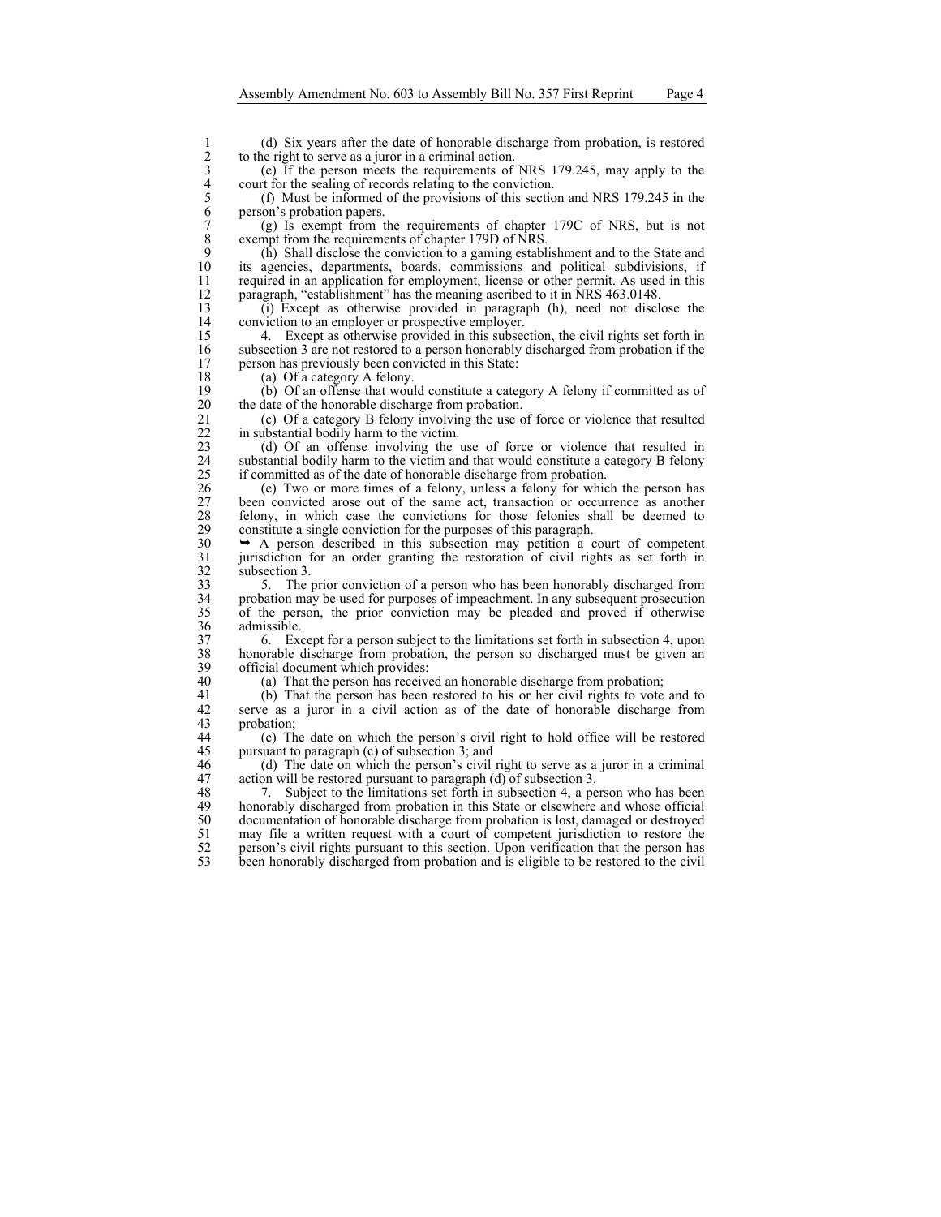(d) Six years after the date of honorable discharge from probation, is restored to the right to serve as a juror in a criminal action.

(e) If the person meets the requirements of NRS 179.245, may apply to the court for the sealing of records relating to the conviction.

(f) Must be informed of the provisions of this section and NRS 179.245 in the person's probation papers.

(g) Is exempt from the requirements of chapter 179C of NRS, but is not exempt from the requirements of chapter 179D of NRS.

(h) Shall disclose the conviction to a gaming establishment and to the State and its agencies, departments, boards, commissions and political subdivisions, if required in an application for employment, license or other permit. As used in this paragraph, "establishment" has the meaning ascribed to it in NRS 463.0148.

(i) Except as otherwise provided in paragraph (h), need not disclose the conviction to an employer or prospective employer.

4. Except as otherwise provided in this subsection, the civil rights set forth in subsection 3 are not restored to a person honorably discharged from probation if the person has previously been convicted in this State:

(a) Of a category A felony.

(b) Of an offense that would constitute a category A felony if committed as of the date of the honorable discharge from probation.

(c) Of a category B felony involving the use of force or violence that resulted in substantial bodily harm to the victim.

(d) Of an offense involving the use of force or violence that resulted in substantial bodily harm to the victim and that would constitute a category B felony if committed as of the date of honorable discharge from probation.

(e) Two or more times of a felony, unless a felony for which the person has been convicted arose out of the same act, transaction or occurrence as another felony, in which case the convictions for those felonies shall be deemed to constitute a single conviction for the purposes of this paragraph.

➥ A person described in this subsection may petition a court of competent jurisdiction for an order granting the restoration of civil rights as set forth in subsection 3.

5. The prior conviction of a person who has been honorably discharged from probation may be used for purposes of impeachment. In any subsequent prosecution of the person, the prior conviction may be pleaded and proved if otherwise admissible.

6. Except for a person subject to the limitations set forth in subsection 4, upon honorable discharge from probation, the person so discharged must be given an official document which provides:

(a) That the person has received an honorable discharge from probation;

(b) That the person has been restored to his or her civil rights to vote and to serve as a juror in a civil action as of the date of honorable discharge from probation;

(c) The date on which the person's civil right to hold office will be restored pursuant to paragraph (c) of subsection 3; and

(d) The date on which the person's civil right to serve as a juror in a criminal action will be restored pursuant to paragraph (d) of subsection 3.

7. Subject to the limitations set forth in subsection 4, a person who has been honorably discharged from probation in this State or elsewhere and whose official documentation of honorable discharge from probation is lost, damaged or destroyed may file a written request with a court of competent jurisdiction to restore the person's civil rights pursuant to this section. Upon verification that the person has been honorably discharged from probation and is eligible to be restored to the civil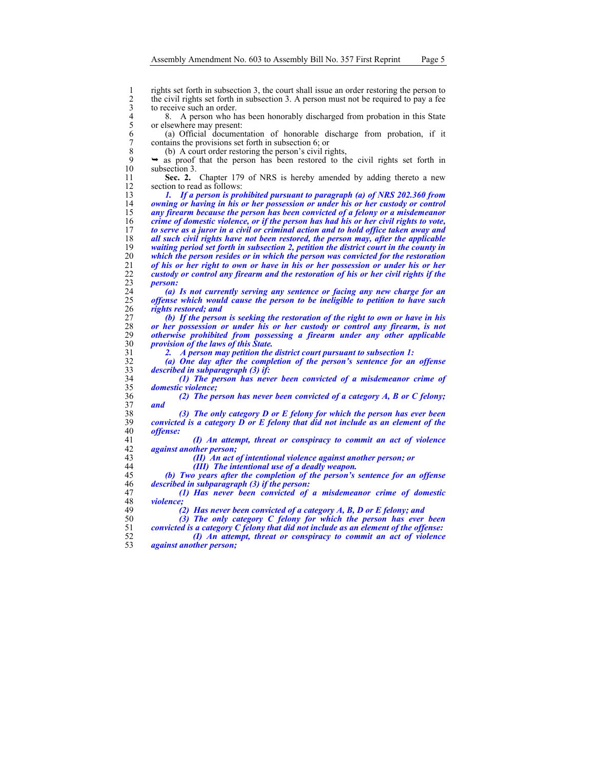rights set forth in subsection 3, the court shall issue an order restoring the person to the civil rights set forth in subsection 3. A person must not be required to pay a fee to receive such an order.

8. A person who has been honorably discharged from probation in this State or elsewhere may present:

(a) Official documentation of honorable discharge from probation, if it contains the provisions set forth in subsection 6; or

(b) A court order restoring the person's civil rights,

➥ as proof that the person has been restored to the civil rights set forth in subsection 3.

**Sec. 2.** Chapter 179 of NRS is hereby amended by adding thereto a new section to read as follows:

***1. If a person is prohibited pursuant to paragraph (a) of NRS 202.360 from owning or having in his or her possession or under his or her custody or control any firearm because the person has been convicted of a felony or a misdemeanor crime of domestic violence, or if the person has had his or her civil rights to vote, to serve as a juror in a civil or criminal action and to hold office taken away and all such civil rights have not been restored, the person may, after the applicable waiting period set forth in subsection 2, petition the district court in the county in which the person resides or in which the person was convicted for the restoration of his or her right to own or have in his or her possession or under his or her custody or control any firearm and the restoration of his or her civil rights if the person:***

***(a) Is not currently serving any sentence or facing any new charge for an offense which would cause the person to be ineligible to petition to have such rights restored; and***

***(b) If the person is seeking the restoration of the right to own or have in his or her possession or under his or her custody or control any firearm, is not otherwise prohibited from possessing a firearm under any other applicable provision of the laws of this State.***

***2. A person may petition the district court pursuant to subsection 1:***

***(a) One day after the completion of the person's sentence for an offense described in subparagraph (3) if:***

***(1) The person has never been convicted of a misdemeanor crime of domestic violence;***

***(2) The person has never been convicted of a category A, B or C felony; and***

***(3) The only category D or E felony for which the person has ever been convicted is a category D or E felony that did not include as an element of the offense:***

***(I) An attempt, threat or conspiracy to commit an act of violence against another person;***

***(II) An act of intentional violence against another person; or***

***(III) The intentional use of a deadly weapon.***

***(b) Two years after the completion of the person's sentence for an offense described in subparagraph (3) if the person:***

***(1) Has never been convicted of a misdemeanor crime of domestic violence;***

***(2) Has never been convicted of a category A, B, D or E felony; and***

***(3) The only category C felony for which the person has ever been convicted is a category C felony that did not include as an element of the offense:***

***(I) An attempt, threat or conspiracy to commit an act of violence against another person;***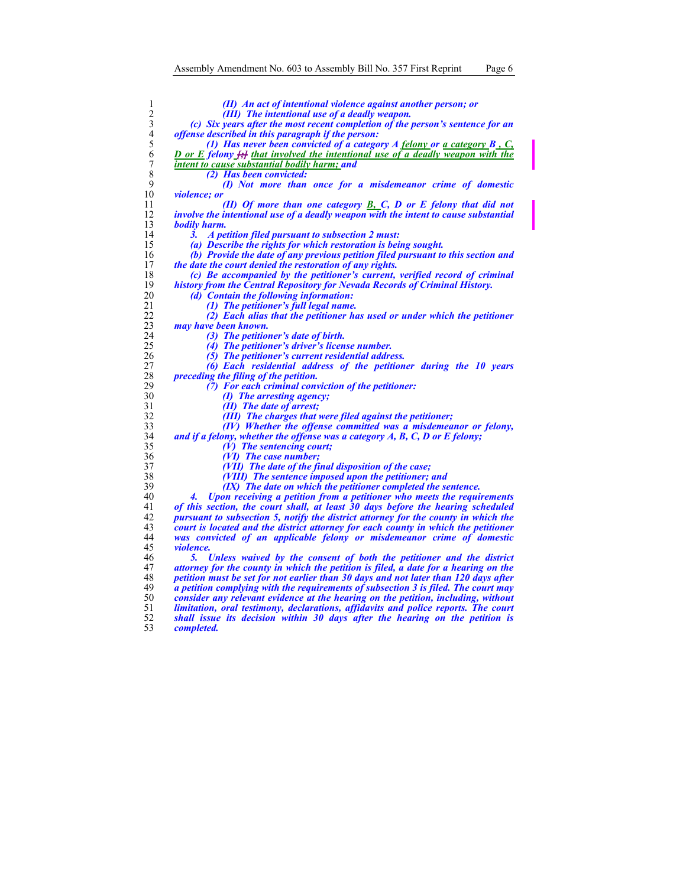*(II) An act of intentional violence against another person; or*

*(III) The intentional use of a deadly weapon.*

*(c) Six years after the most recent completion of the person's sentence for an offense described in this paragraph if the person:*

*(1) Has never been convicted of a category A felony or a category B , C, D or E felony [,] that involved the intentional use of a deadly weapon with the intent to cause substantial bodily harm; and*

*(2) Has been convicted:*

*(I) Not more than once for a misdemeanor crime of domestic violence; or*

*(II) Of more than one category B, C, D or E felony that did not involve the intentional use of a deadly weapon with the intent to cause substantial bodily harm.*

*3. A petition filed pursuant to subsection 2 must:*

*(a) Describe the rights for which restoration is being sought.*

*(b) Provide the date of any previous petition filed pursuant to this section and the date the court denied the restoration of any rights.*

*(c) Be accompanied by the petitioner's current, verified record of criminal history from the Central Repository for Nevada Records of Criminal History.*

*(d) Contain the following information:*

*(1) The petitioner's full legal name.*

*(2) Each alias that the petitioner has used or under which the petitioner may have been known.*

*(3) The petitioner's date of birth.*

*(4) The petitioner's driver's license number.*

*(5) The petitioner's current residential address.*

*(6) Each residential address of the petitioner during the 10 years preceding the filing of the petition.*

*(7) For each criminal conviction of the petitioner:*

*(I) The arresting agency;*

*(II) The date of arrest;*

*(III) The charges that were filed against the petitioner;*

*(IV) Whether the offense committed was a misdemeanor or felony, and if a felony, whether the offense was a category A, B, C, D or E felony;*

*(V) The sentencing court;*

*(VI) The case number;*

*(VII) The date of the final disposition of the case;*

*(VIII) The sentence imposed upon the petitioner; and*

*(IX) The date on which the petitioner completed the sentence.*

*4. Upon receiving a petition from a petitioner who meets the requirements of this section, the court shall, at least 30 days before the hearing scheduled pursuant to subsection 5, notify the district attorney for the county in which the court is located and the district attorney for each county in which the petitioner was convicted of an applicable felony or misdemeanor crime of domestic violence.*

*5. Unless waived by the consent of both the petitioner and the district attorney for the county in which the petition is filed, a date for a hearing on the petition must be set for not earlier than 30 days and not later than 120 days after a petition complying with the requirements of subsection 3 is filed. The court may consider any relevant evidence at the hearing on the petition, including, without limitation, oral testimony, declarations, affidavits and police reports. The court shall issue its decision within 30 days after the hearing on the petition is completed.*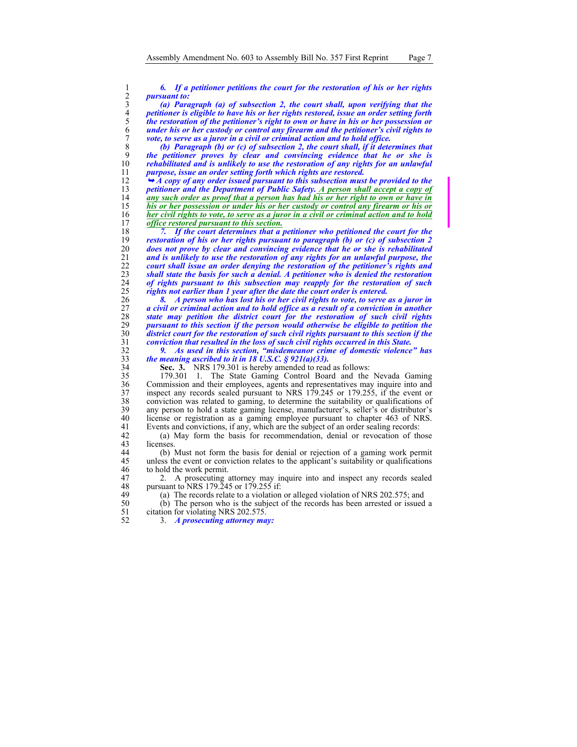***6. If a petitioner petitions the court for the restoration of his or her rights pursuant to:***

***(a) Paragraph (a) of subsection 2, the court shall, upon verifying that the petitioner is eligible to have his or her rights restored, issue an order setting forth the restoration of the petitioner's right to own or have in his or her possession or under his or her custody or control any firearm and the petitioner's civil rights to vote, to serve as a juror in a civil or criminal action and to hold office.***

***(b) Paragraph (b) or (c) of subsection 2, the court shall, if it determines that the petitioner proves by clear and convincing evidence that he or she is rehabilitated and is unlikely to use the restoration of any rights for an unlawful purpose, issue an order setting forth which rights are restored.***

***➥ A copy of any order issued pursuant to this subsection must be provided to the petitioner and the Department of Public Safety.*** ***A person shall accept a copy of any such order as proof that a person has had his or her right to own or have in his or her possession or under his or her custody or control any firearm or his or her civil rights to vote, to serve as a juror in a civil or criminal action and to hold office restored pursuant to this section.***

***7. If the court determines that a petitioner who petitioned the court for the restoration of his or her rights pursuant to paragraph (b) or (c) of subsection 2 does not prove by clear and convincing evidence that he or she is rehabilitated and is unlikely to use the restoration of any rights for an unlawful purpose, the court shall issue an order denying the restoration of the petitioner's rights and shall state the basis for such a denial. A petitioner who is denied the restoration of rights pursuant to this subsection may reapply for the restoration of such rights not earlier than 1 year after the date the court order is entered.***

***8. A person who has lost his or her civil rights to vote, to serve as a juror in a civil or criminal action and to hold office as a result of a conviction in another state may petition the district court for the restoration of such civil rights pursuant to this section if the person would otherwise be eligible to petition the district court for the restoration of such civil rights pursuant to this section if the conviction that resulted in the loss of such civil rights occurred in this State.***

***9. As used in this section, "misdemeanor crime of domestic violence" has the meaning ascribed to it in 18 U.S.C. § 921(a)(33).***

**Sec. 3.** NRS 179.301 is hereby amended to read as follows:

179.301 1. The State Gaming Control Board and the Nevada Gaming Commission and their employees, agents and representatives may inquire into and inspect any records sealed pursuant to NRS 179.245 or 179.255, if the event or conviction was related to gaming, to determine the suitability or qualifications of any person to hold a state gaming license, manufacturer's, seller's or distributor's license or registration as a gaming employee pursuant to chapter 463 of NRS. Events and convictions, if any, which are the subject of an order sealing records:

(a) May form the basis for recommendation, denial or revocation of those licenses.

(b) Must not form the basis for denial or rejection of a gaming work permit unless the event or conviction relates to the applicant's suitability or qualifications to hold the work permit.

2. A prosecuting attorney may inquire into and inspect any records sealed pursuant to NRS 179.245 or 179.255 if:

(a) The records relate to a violation or alleged violation of NRS 202.575; and

(b) The person who is the subject of the records has been arrested or issued a citation for violating NRS 202.575.

3. ***A prosecuting attorney may:***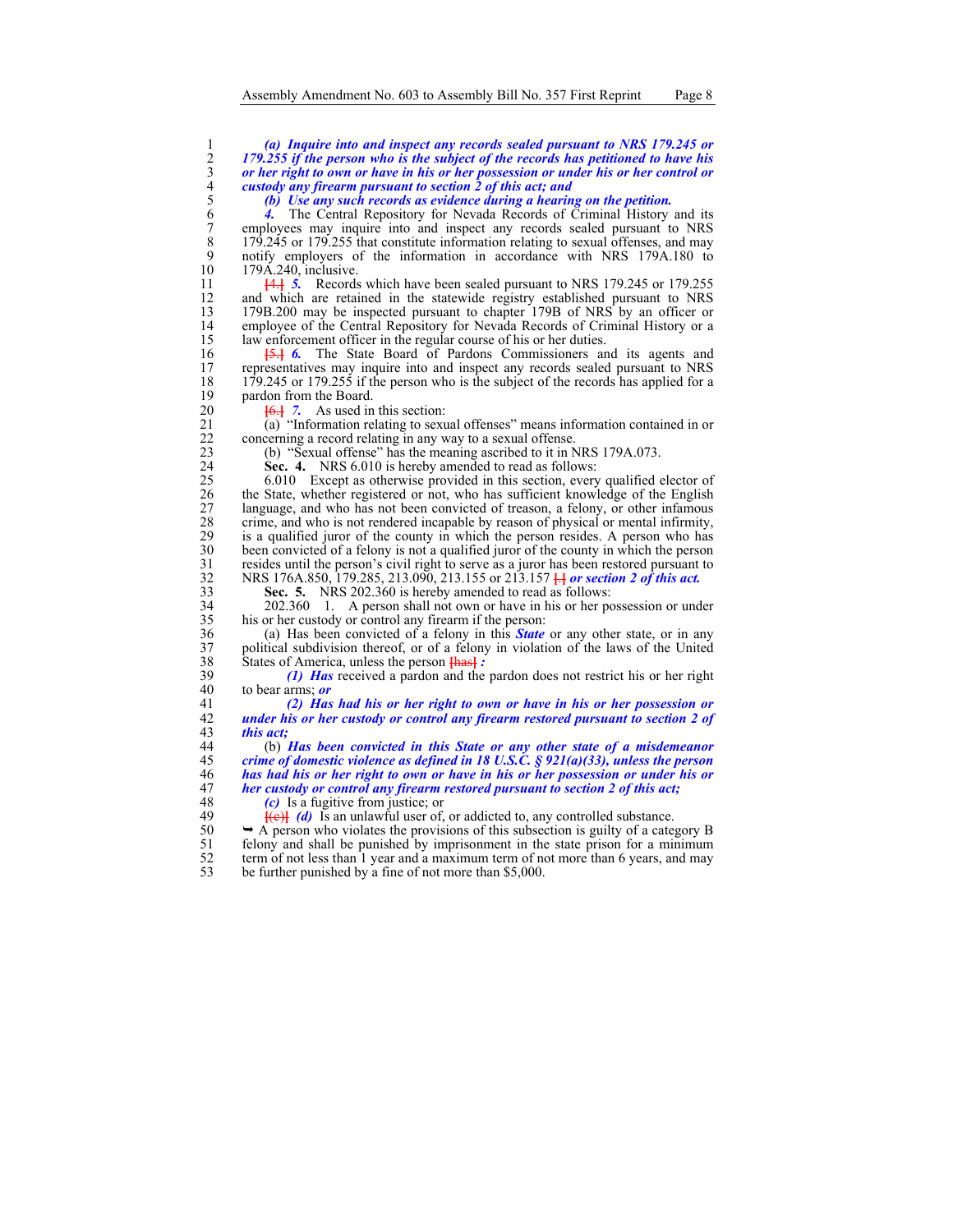***(a) Inquire into and inspect any records sealed pursuant to NRS 179.245 or 179.255 if the person who is the subject of the records has petitioned to have his or her right to own or have in his or her possession or under his or her control or custody any firearm pursuant to section 2 of this act; and***

***(b) Use any such records as evidence during a hearing on the petition.***

***4.*** The Central Repository for Nevada Records of Criminal History and its employees may inquire into and inspect any records sealed pursuant to NRS 179.245 or 179.255 that constitute information relating to sexual offenses, and may notify employers of the information in accordance with NRS 179A.180 to 179A.240, inclusive.

~~[4.]~~ ***5.*** Records which have been sealed pursuant to NRS 179.245 or 179.255 and which are retained in the statewide registry established pursuant to NRS 179B.200 may be inspected pursuant to chapter 179B of NRS by an officer or employee of the Central Repository for Nevada Records of Criminal History or a law enforcement officer in the regular course of his or her duties.

~~[5.]~~ ***6.*** The State Board of Pardons Commissioners and its agents and representatives may inquire into and inspect any records sealed pursuant to NRS 179.245 or 179.255 if the person who is the subject of the records has applied for a pardon from the Board.

~~[6.]~~ ***7.*** As used in this section:

(a) "Information relating to sexual offenses" means information contained in or concerning a record relating in any way to a sexual offense.

(b) "Sexual offense" has the meaning ascribed to it in NRS 179A.073.

**Sec. 4.** NRS 6.010 is hereby amended to read as follows:

6.010 Except as otherwise provided in this section, every qualified elector of the State, whether registered or not, who has sufficient knowledge of the English language, and who has not been convicted of treason, a felony, or other infamous crime, and who is not rendered incapable by reason of physical or mental infirmity, is a qualified juror of the county in which the person resides. A person who has been convicted of a felony is not a qualified juror of the county in which the person resides until the person's civil right to serve as a juror has been restored pursuant to NRS 176A.850, 179.285, 213.090, 213.155 or 213.157 ~~[.]~~ ***or section 2 of this act.***

**Sec. 5.** NRS 202.360 is hereby amended to read as follows:

202.360 1. A person shall not own or have in his or her possession or under his or her custody or control any firearm if the person:

(a) Has been convicted of a felony in this ***State*** or any other state, or in any political subdivision thereof, or of a felony in violation of the laws of the United States of America, unless the person ~~[has]~~ ***:***

***(1) Has*** received a pardon and the pardon does not restrict his or her right to bear arms; ***or***

***(2) Has had his or her right to own or have in his or her possession or under his or her custody or control any firearm restored pursuant to section 2 of this act;***

(b) ***Has been convicted in this State or any other state of a misdemeanor crime of domestic violence as defined in 18 U.S.C. § 921(a)(33), unless the person has had his or her right to own or have in his or her possession or under his or her custody or control any firearm restored pursuant to section 2 of this act;***

***(c)*** Is a fugitive from justice; or

~~[(c)]~~ ***(d)*** Is an unlawful user of, or addicted to, any controlled substance.

➥ A person who violates the provisions of this subsection is guilty of a category B felony and shall be punished by imprisonment in the state prison for a minimum term of not less than 1 year and a maximum term of not more than 6 years, and may be further punished by a fine of not more than $5,000.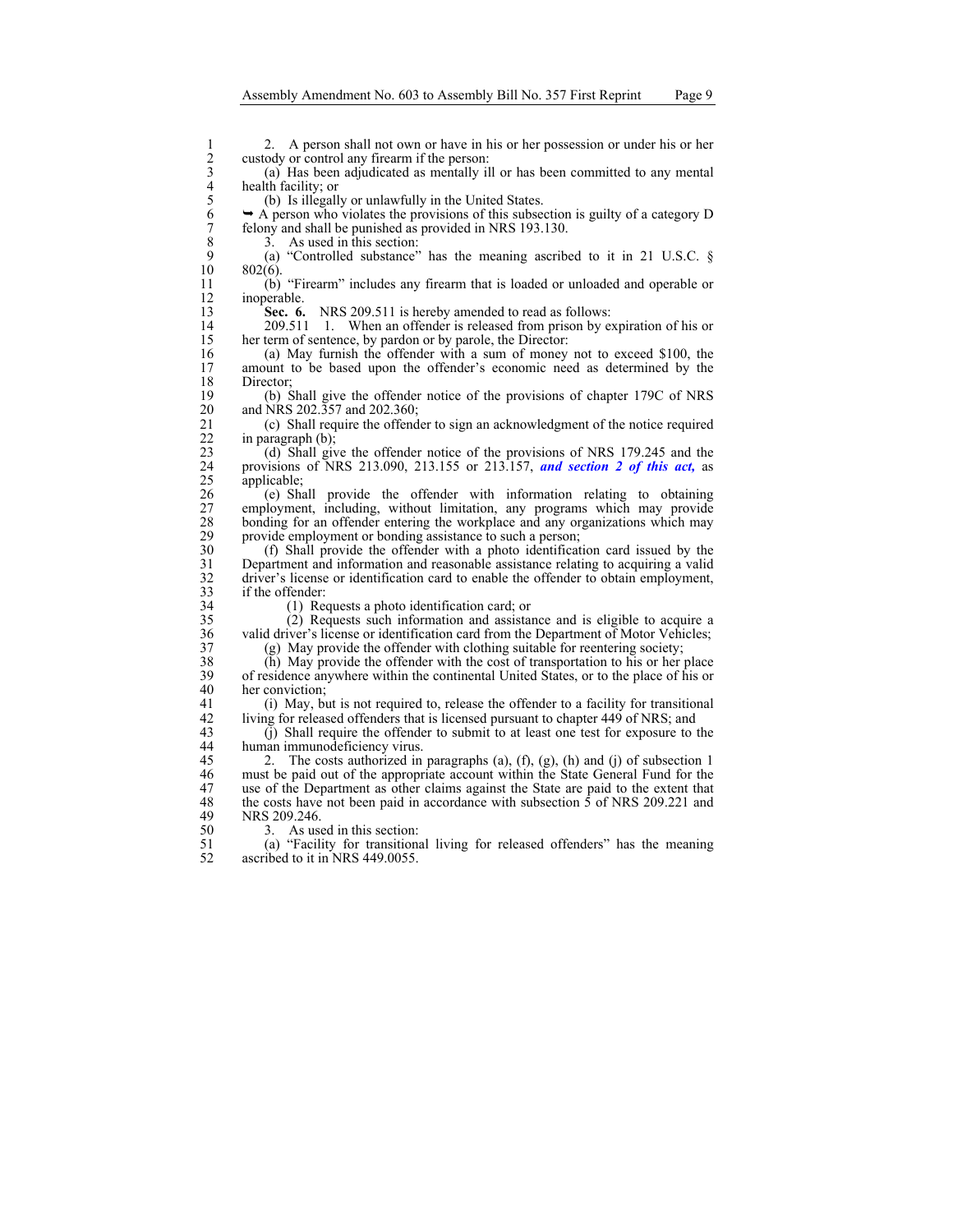2. A person shall not own or have in his or her possession or under his or her custody or control any firearm if the person:

(a) Has been adjudicated as mentally ill or has been committed to any mental health facility; or

(b) Is illegally or unlawfully in the United States.

➥ A person who violates the provisions of this subsection is guilty of a category D felony and shall be punished as provided in NRS 193.130.

3. As used in this section:

(a) "Controlled substance" has the meaning ascribed to it in 21 U.S.C. § 802(6).

(b) "Firearm" includes any firearm that is loaded or unloaded and operable or inoperable.

**Sec. 6.** NRS 209.511 is hereby amended to read as follows:

209.511 1. When an offender is released from prison by expiration of his or her term of sentence, by pardon or by parole, the Director:

(a) May furnish the offender with a sum of money not to exceed $100, the amount to be based upon the offender's economic need as determined by the Director;

(b) Shall give the offender notice of the provisions of chapter 179C of NRS and NRS 202.357 and 202.360;

(c) Shall require the offender to sign an acknowledgment of the notice required in paragraph (b);

(d) Shall give the offender notice of the provisions of NRS 179.245 and the provisions of NRS 213.090, 213.155 or 213.157, ***and section 2 of this act,*** as applicable;

(e) Shall provide the offender with information relating to obtaining employment, including, without limitation, any programs which may provide bonding for an offender entering the workplace and any organizations which may provide employment or bonding assistance to such a person;

(f) Shall provide the offender with a photo identification card issued by the Department and information and reasonable assistance relating to acquiring a valid driver's license or identification card to enable the offender to obtain employment, if the offender:

(1) Requests a photo identification card; or

(2) Requests such information and assistance and is eligible to acquire a valid driver's license or identification card from the Department of Motor Vehicles;

(g) May provide the offender with clothing suitable for reentering society;

(h) May provide the offender with the cost of transportation to his or her place of residence anywhere within the continental United States, or to the place of his or her conviction;

(i) May, but is not required to, release the offender to a facility for transitional living for released offenders that is licensed pursuant to chapter 449 of NRS; and

(j) Shall require the offender to submit to at least one test for exposure to the human immunodeficiency virus.

2. The costs authorized in paragraphs (a), (f), (g), (h) and (j) of subsection 1 must be paid out of the appropriate account within the State General Fund for the use of the Department as other claims against the State are paid to the extent that the costs have not been paid in accordance with subsection 5 of NRS 209.221 and NRS 209.246.

3. As used in this section:

(a) "Facility for transitional living for released offenders" has the meaning ascribed to it in NRS 449.0055.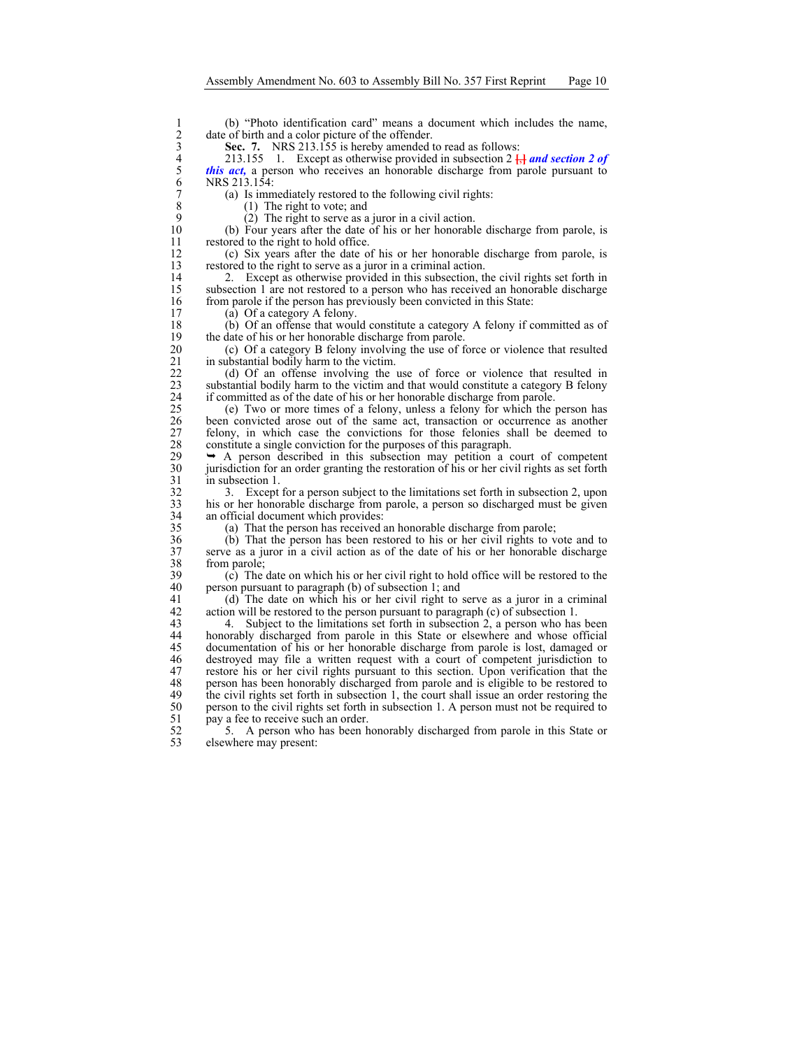(b) "Photo identification card" means a document which includes the name, date of birth and a color picture of the offender.

**Sec. 7.** NRS 213.155 is hereby amended to read as follows:

213.155 1. Except as otherwise provided in subsection 2 [,] ***and section 2 of this act,*** a person who receives an honorable discharge from parole pursuant to NRS 213.154:

(a) Is immediately restored to the following civil rights:

(1) The right to vote; and

(2) The right to serve as a juror in a civil action.

(b) Four years after the date of his or her honorable discharge from parole, is restored to the right to hold office.

(c) Six years after the date of his or her honorable discharge from parole, is restored to the right to serve as a juror in a criminal action.

2. Except as otherwise provided in this subsection, the civil rights set forth in subsection 1 are not restored to a person who has received an honorable discharge from parole if the person has previously been convicted in this State:

(a) Of a category A felony.

(b) Of an offense that would constitute a category A felony if committed as of the date of his or her honorable discharge from parole.

(c) Of a category B felony involving the use of force or violence that resulted in substantial bodily harm to the victim.

(d) Of an offense involving the use of force or violence that resulted in substantial bodily harm to the victim and that would constitute a category B felony if committed as of the date of his or her honorable discharge from parole.

(e) Two or more times of a felony, unless a felony for which the person has been convicted arose out of the same act, transaction or occurrence as another felony, in which case the convictions for those felonies shall be deemed to constitute a single conviction for the purposes of this paragraph.

➥ A person described in this subsection may petition a court of competent jurisdiction for an order granting the restoration of his or her civil rights as set forth in subsection 1.

3. Except for a person subject to the limitations set forth in subsection 2, upon his or her honorable discharge from parole, a person so discharged must be given an official document which provides:

(a) That the person has received an honorable discharge from parole;

(b) That the person has been restored to his or her civil rights to vote and to serve as a juror in a civil action as of the date of his or her honorable discharge from parole;

(c) The date on which his or her civil right to hold office will be restored to the person pursuant to paragraph (b) of subsection 1; and

(d) The date on which his or her civil right to serve as a juror in a criminal action will be restored to the person pursuant to paragraph (c) of subsection 1.

4. Subject to the limitations set forth in subsection 2, a person who has been honorably discharged from parole in this State or elsewhere and whose official documentation of his or her honorable discharge from parole is lost, damaged or destroyed may file a written request with a court of competent jurisdiction to restore his or her civil rights pursuant to this section. Upon verification that the person has been honorably discharged from parole and is eligible to be restored to the civil rights set forth in subsection 1, the court shall issue an order restoring the person to the civil rights set forth in subsection 1. A person must not be required to pay a fee to receive such an order.

5. A person who has been honorably discharged from parole in this State or elsewhere may present: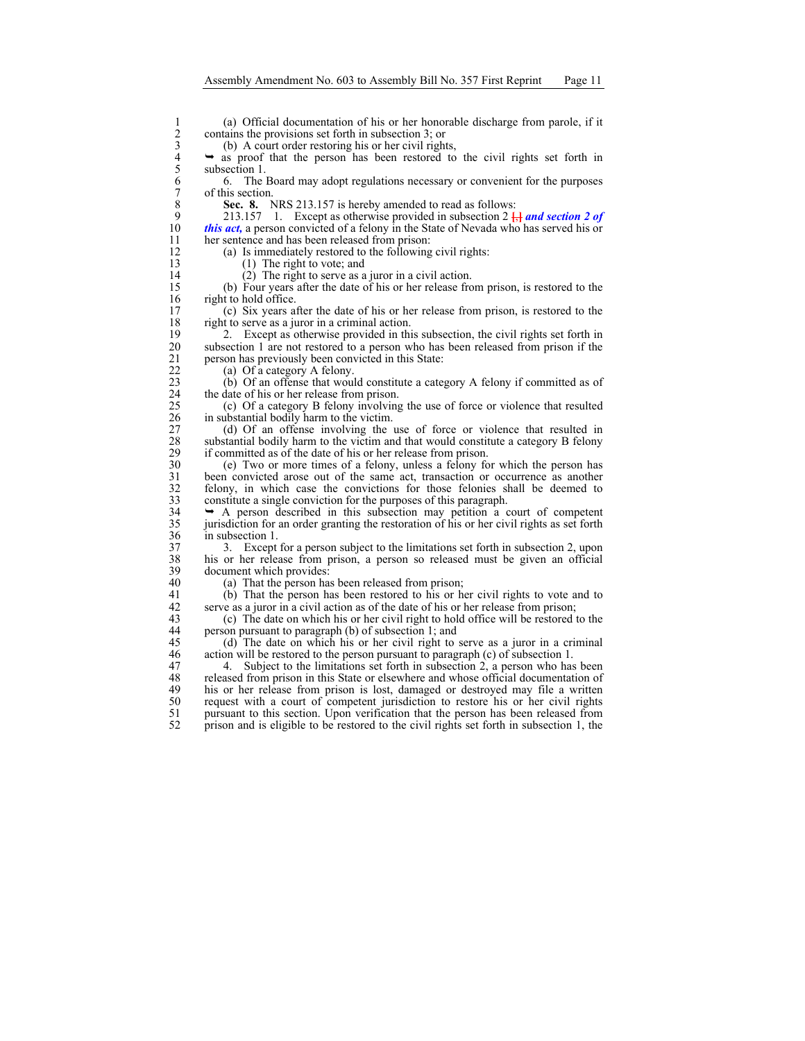(a) Official documentation of his or her honorable discharge from parole, if it contains the provisions set forth in subsection 3; or

(b) A court order restoring his or her civil rights,

➥ as proof that the person has been restored to the civil rights set forth in subsection 1.

6. The Board may adopt regulations necessary or convenient for the purposes of this section.

**Sec. 8.** NRS 213.157 is hereby amended to read as follows:

213.157 1. Except as otherwise provided in subsection 2 [,] ***and section 2 of this act,*** a person convicted of a felony in the State of Nevada who has served his or her sentence and has been released from prison:

(a) Is immediately restored to the following civil rights:

(1) The right to vote; and

(2) The right to serve as a juror in a civil action.

(b) Four years after the date of his or her release from prison, is restored to the right to hold office.

(c) Six years after the date of his or her release from prison, is restored to the right to serve as a juror in a criminal action.

2. Except as otherwise provided in this subsection, the civil rights set forth in subsection 1 are not restored to a person who has been released from prison if the person has previously been convicted in this State:

(a) Of a category A felony.

(b) Of an offense that would constitute a category A felony if committed as of the date of his or her release from prison.

(c) Of a category B felony involving the use of force or violence that resulted in substantial bodily harm to the victim.

(d) Of an offense involving the use of force or violence that resulted in substantial bodily harm to the victim and that would constitute a category B felony if committed as of the date of his or her release from prison.

(e) Two or more times of a felony, unless a felony for which the person has been convicted arose out of the same act, transaction or occurrence as another felony, in which case the convictions for those felonies shall be deemed to constitute a single conviction for the purposes of this paragraph.

➥ A person described in this subsection may petition a court of competent jurisdiction for an order granting the restoration of his or her civil rights as set forth in subsection 1.

3. Except for a person subject to the limitations set forth in subsection 2, upon his or her release from prison, a person so released must be given an official document which provides:

(a) That the person has been released from prison;

(b) That the person has been restored to his or her civil rights to vote and to serve as a juror in a civil action as of the date of his or her release from prison;

(c) The date on which his or her civil right to hold office will be restored to the person pursuant to paragraph (b) of subsection 1; and

(d) The date on which his or her civil right to serve as a juror in a criminal action will be restored to the person pursuant to paragraph (c) of subsection 1.

4. Subject to the limitations set forth in subsection 2, a person who has been released from prison in this State or elsewhere and whose official documentation of his or her release from prison is lost, damaged or destroyed may file a written request with a court of competent jurisdiction to restore his or her civil rights pursuant to this section. Upon verification that the person has been released from prison and is eligible to be restored to the civil rights set forth in subsection 1, the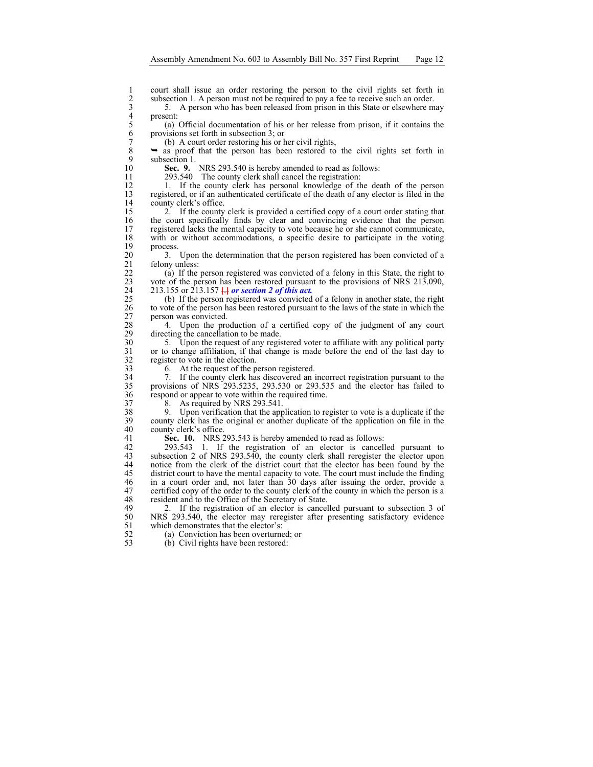court shall issue an order restoring the person to the civil rights set forth in subsection 1. A person must not be required to pay a fee to receive such an order.

5. A person who has been released from prison in this State or elsewhere may present:

(a) Official documentation of his or her release from prison, if it contains the provisions set forth in subsection 3; or

(b) A court order restoring his or her civil rights,

➥ as proof that the person has been restored to the civil rights set forth in subsection 1.

**Sec. 9.** NRS 293.540 is hereby amended to read as follows:

293.540 The county clerk shall cancel the registration:

1. If the county clerk has personal knowledge of the death of the person registered, or if an authenticated certificate of the death of any elector is filed in the county clerk's office.

2. If the county clerk is provided a certified copy of a court order stating that the court specifically finds by clear and convincing evidence that the person registered lacks the mental capacity to vote because he or she cannot communicate, with or without accommodations, a specific desire to participate in the voting process.

3. Upon the determination that the person registered has been convicted of a felony unless:

(a) If the person registered was convicted of a felony in this State, the right to vote of the person has been restored pursuant to the provisions of NRS 213.090, 213.155 or 213.157 [.] ***or section 2 of this act.***

(b) If the person registered was convicted of a felony in another state, the right to vote of the person has been restored pursuant to the laws of the state in which the person was convicted.

4. Upon the production of a certified copy of the judgment of any court directing the cancellation to be made.

5. Upon the request of any registered voter to affiliate with any political party or to change affiliation, if that change is made before the end of the last day to register to vote in the election.

6. At the request of the person registered.

7. If the county clerk has discovered an incorrect registration pursuant to the provisions of NRS 293.5235, 293.530 or 293.535 and the elector has failed to respond or appear to vote within the required time.

8. As required by NRS 293.541.

9. Upon verification that the application to register to vote is a duplicate if the county clerk has the original or another duplicate of the application on file in the county clerk's office.

**Sec. 10.** NRS 293.543 is hereby amended to read as follows:

293.543 1. If the registration of an elector is cancelled pursuant to subsection 2 of NRS 293.540, the county clerk shall reregister the elector upon notice from the clerk of the district court that the elector has been found by the district court to have the mental capacity to vote. The court must include the finding in a court order and, not later than 30 days after issuing the order, provide a certified copy of the order to the county clerk of the county in which the person is a resident and to the Office of the Secretary of State.

2. If the registration of an elector is cancelled pursuant to subsection 3 of NRS 293.540, the elector may reregister after presenting satisfactory evidence which demonstrates that the elector's:

(a) Conviction has been overturned; or

(b) Civil rights have been restored: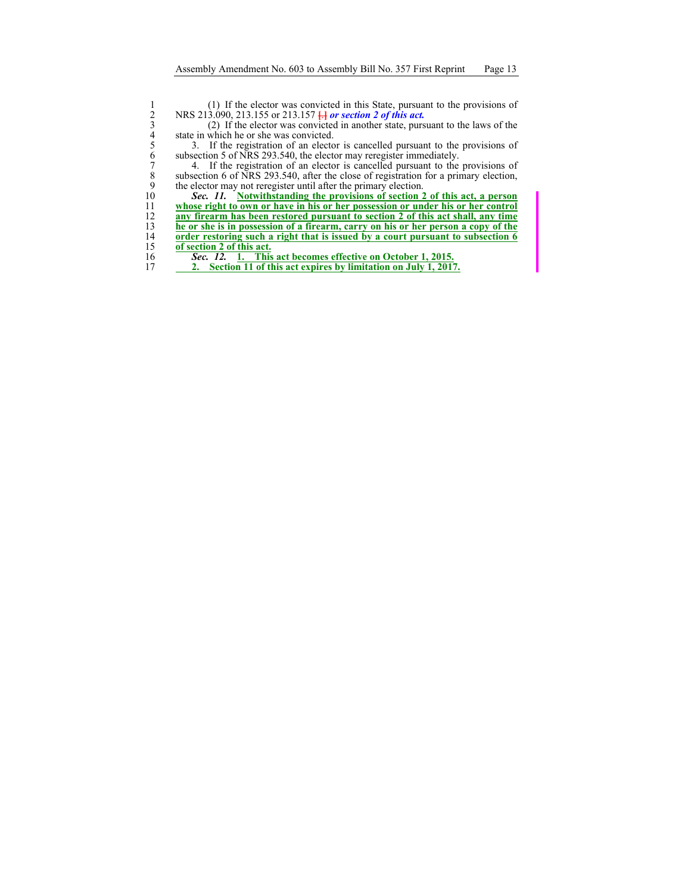(1) If the elector was convicted in this State, pursuant to the provisions of NRS 213.090, 213.155 or 213.157 [.] ***or section 2 of this act.***

(2) If the elector was convicted in another state, pursuant to the laws of the state in which he or she was convicted.

3. If the registration of an elector is cancelled pursuant to the provisions of subsection 5 of NRS 293.540, the elector may reregister immediately.

4. If the registration of an elector is cancelled pursuant to the provisions of subsection 6 of NRS 293.540, after the close of registration for a primary election, the elector may not reregister until after the primary election.

***Sec. 11.*** **Notwithstanding the provisions of section 2 of this act, a person whose right to own or have in his or her possession or under his or her control any firearm has been restored pursuant to section 2 of this act shall, any time he or she is in possession of a firearm, carry on his or her person a copy of the order restoring such a right that is issued by a court pursuant to subsection 6 of section 2 of this act.**

***Sec. 12.*** **1. This act becomes effective on October 1, 2015.**

**2. Section 11 of this act expires by limitation on July 1, 2017.**